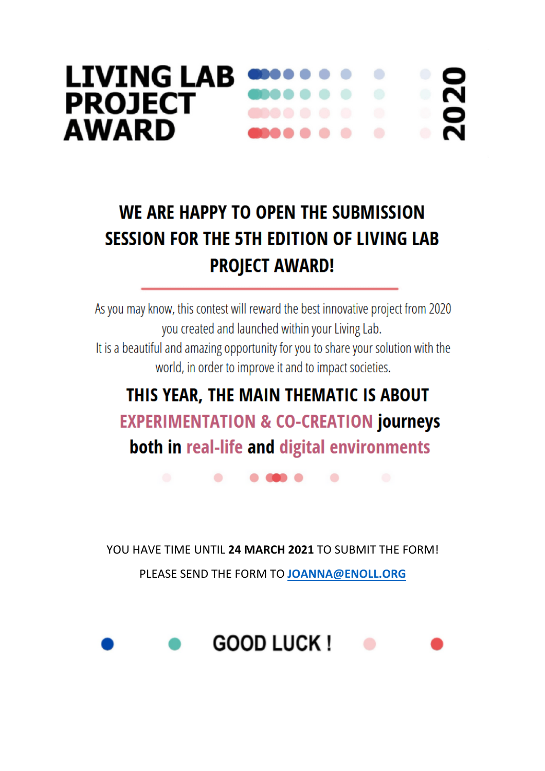# LIVING LAB PROJECT AWARD 2020

## WE ARE HAPPY TO OPEN THE SUBMISSION SESSION FOR THE 5TH EDITION OF LIVING LAB PROJECT AWARD!

As you may know, this contest will reward the best innovative project from 2020 you created and launched within your Living Lab.
It is a beautiful and amazing opportunity for you to share your solution with the world, in order to improve it and to impact societies.

## THIS YEAR, THE MAIN THEMATIC IS ABOUT EXPERIMENTATION & CO-CREATION journeys both in real-life and digital environments

YOU HAVE TIME UNTIL **24 MARCH 2021** TO SUBMIT THE FORM!

PLEASE SEND THE FORM TO **JOANNA@ENOLL.ORG**

## GOOD LUCK !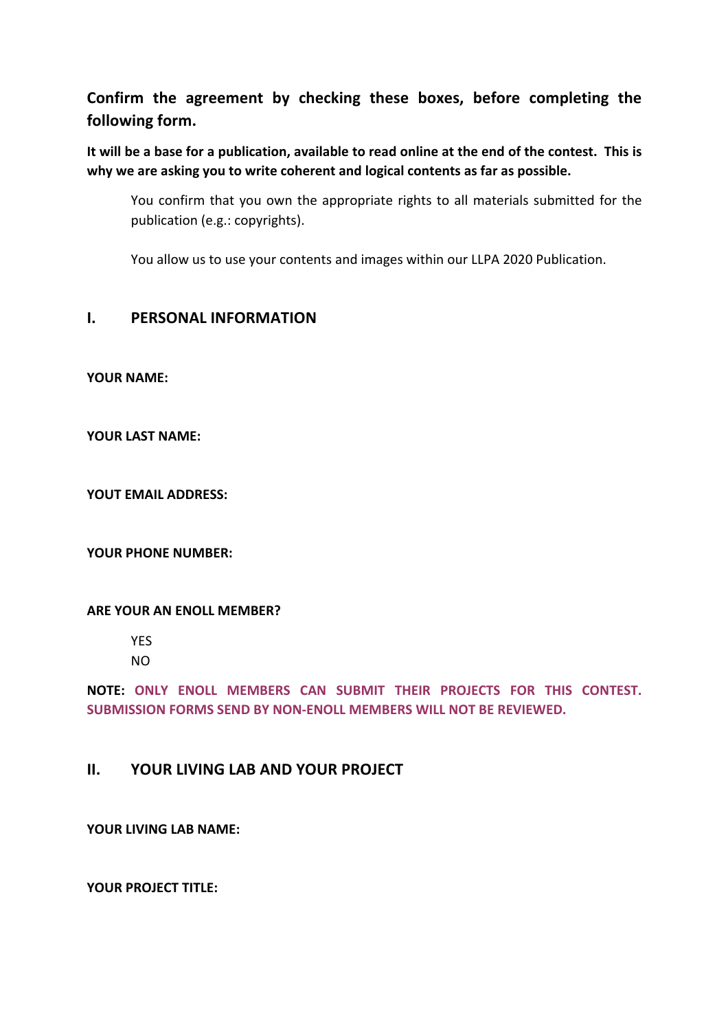**Confirm the agreement by checking these boxes, before completing the following form.**

**It will be a base for a publication, available to read online at the end of the contest. This is why we are asking you to write coherent and logical contents as far as possible.**

You confirm that you own the appropriate rights to all materials submitted for the publication (e.g.: copyrights).

You allow us to use your contents and images within our LLPA 2020 Publication.

## I. PERSONAL INFORMATION

**YOUR NAME:**

**YOUR LAST NAME:**

**YOUT EMAIL ADDRESS:**

**YOUR PHONE NUMBER:**

**ARE YOUR AN ENOLL MEMBER?**

YES
NO

**NOTE: ONLY ENOLL MEMBERS CAN SUBMIT THEIR PROJECTS FOR THIS CONTEST. SUBMISSION FORMS SEND BY NON-ENOLL MEMBERS WILL NOT BE REVIEWED.**

## II. YOUR LIVING LAB AND YOUR PROJECT

**YOUR LIVING LAB NAME:**

**YOUR PROJECT TITLE:**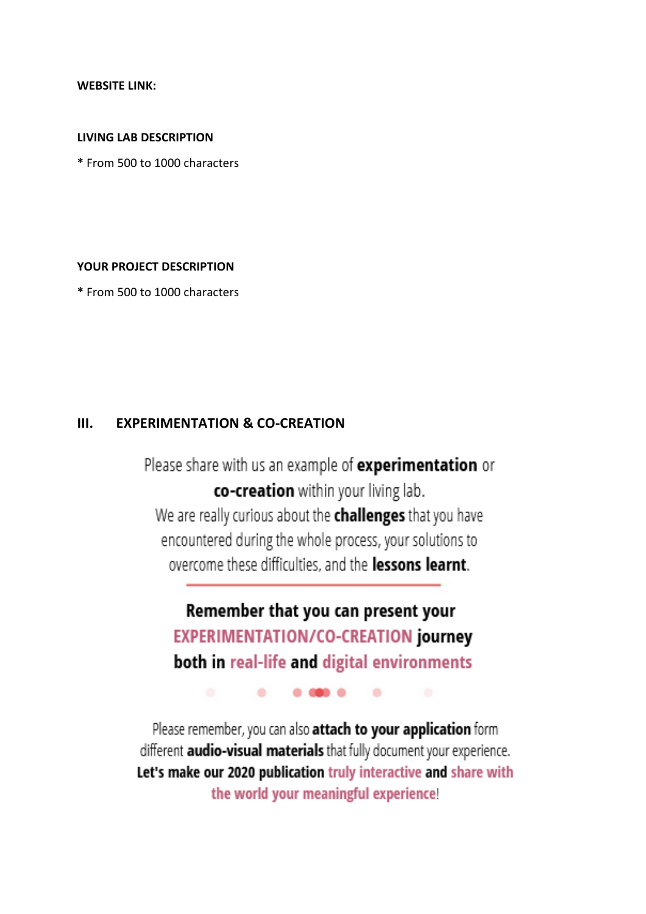**WEBSITE LINK:**

**LIVING LAB DESCRIPTION**

**\*** From 500 to 1000 characters

**YOUR PROJECT DESCRIPTION**

**\*** From 500 to 1000 characters

## III. EXPERIMENTATION & CO-CREATION

Please share with us an example of **experimentation** or **co-creation** within your living lab.
We are really curious about the **challenges** that you have encountered during the whole process, your solutions to overcome these difficulties, and the **lessons learnt**.

---

**Remember that you can present your EXPERIMENTATION/CO-CREATION journey both in real-life and digital environments**

Please remember, you can also **attach to your application** form different **audio-visual materials** that fully document your experience. **Let's make our 2020 publication truly interactive and share with the world your meaningful experience!**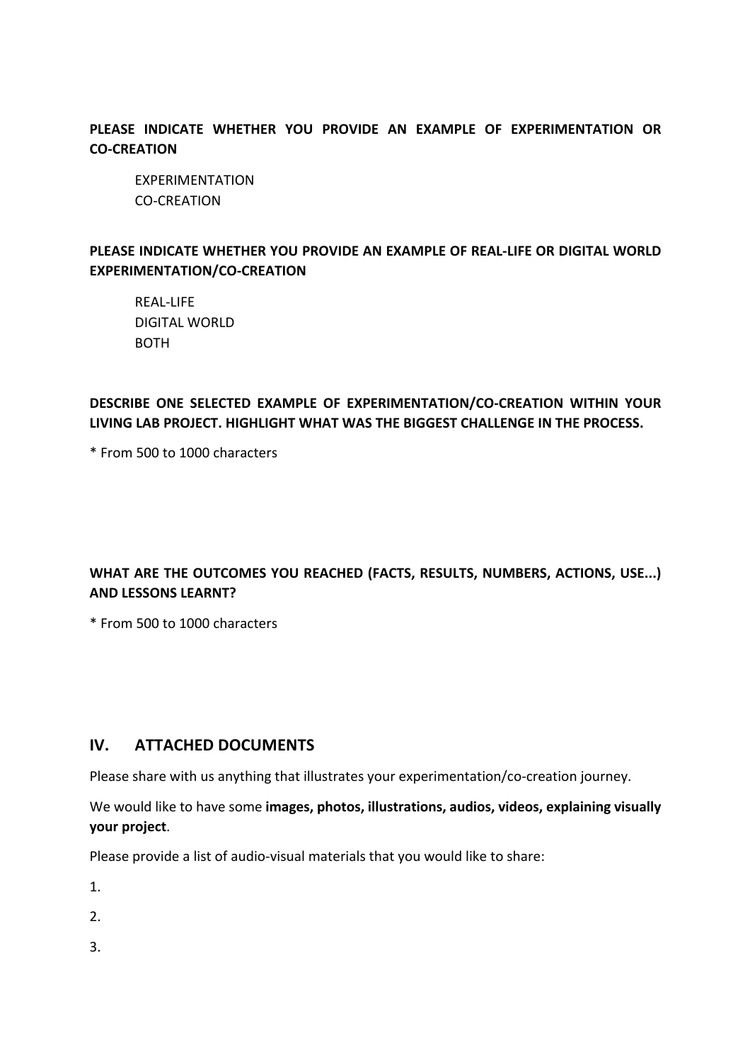**PLEASE INDICATE WHETHER YOU PROVIDE AN EXAMPLE OF EXPERIMENTATION OR CO-CREATION**

EXPERIMENTATION
CO-CREATION

**PLEASE INDICATE WHETHER YOU PROVIDE AN EXAMPLE OF REAL-LIFE OR DIGITAL WORLD EXPERIMENTATION/CO-CREATION**

REAL-LIFE
DIGITAL WORLD
BOTH

**DESCRIBE ONE SELECTED EXAMPLE OF EXPERIMENTATION/CO-CREATION WITHIN YOUR LIVING LAB PROJECT. HIGHLIGHT WHAT WAS THE BIGGEST CHALLENGE IN THE PROCESS.**

* From 500 to 1000 characters

**WHAT ARE THE OUTCOMES YOU REACHED (FACTS, RESULTS, NUMBERS, ACTIONS, USE...) AND LESSONS LEARNT?**

* From 500 to 1000 characters

## IV. ATTACHED DOCUMENTS

Please share with us anything that illustrates your experimentation/co-creation journey.

We would like to have some **images, photos, illustrations, audios, videos, explaining visually your project**.

Please provide a list of audio-visual materials that you would like to share:

1.

2.

3.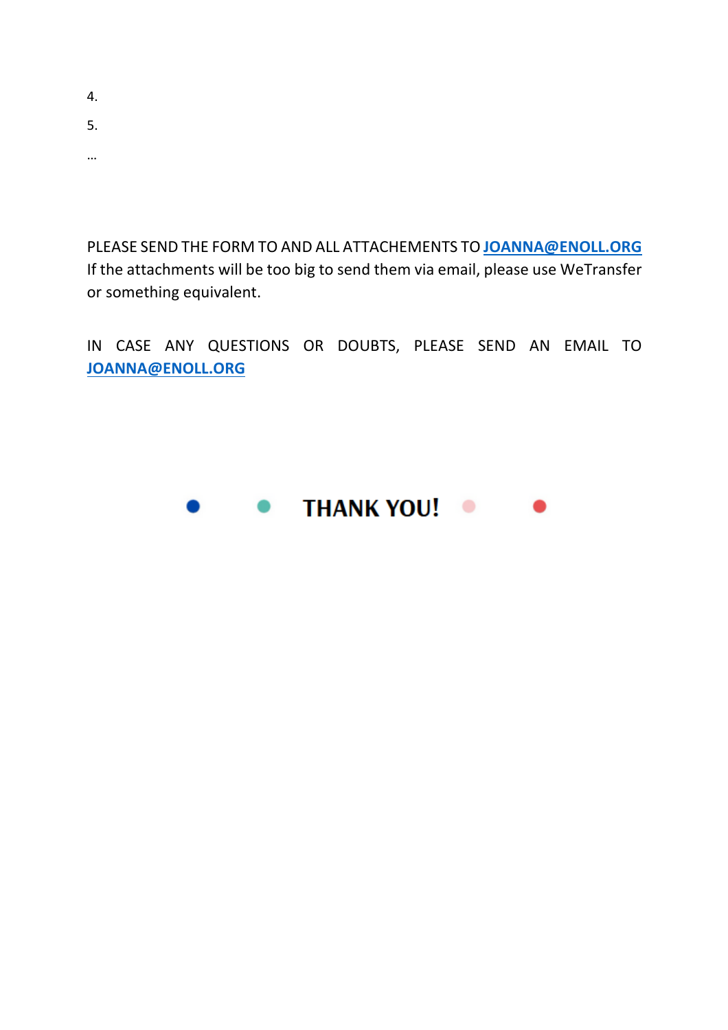4.

5.

…

PLEASE SEND THE FORM TO AND ALL ATTACHEMENTS TO **JOANNA@ENOLL.ORG**
If the attachments will be too big to send them via email, please use WeTransfer or something equivalent.

IN CASE ANY QUESTIONS OR DOUBTS, PLEASE SEND AN EMAIL TO **JOANNA@ENOLL.ORG**

**THANK YOU!**